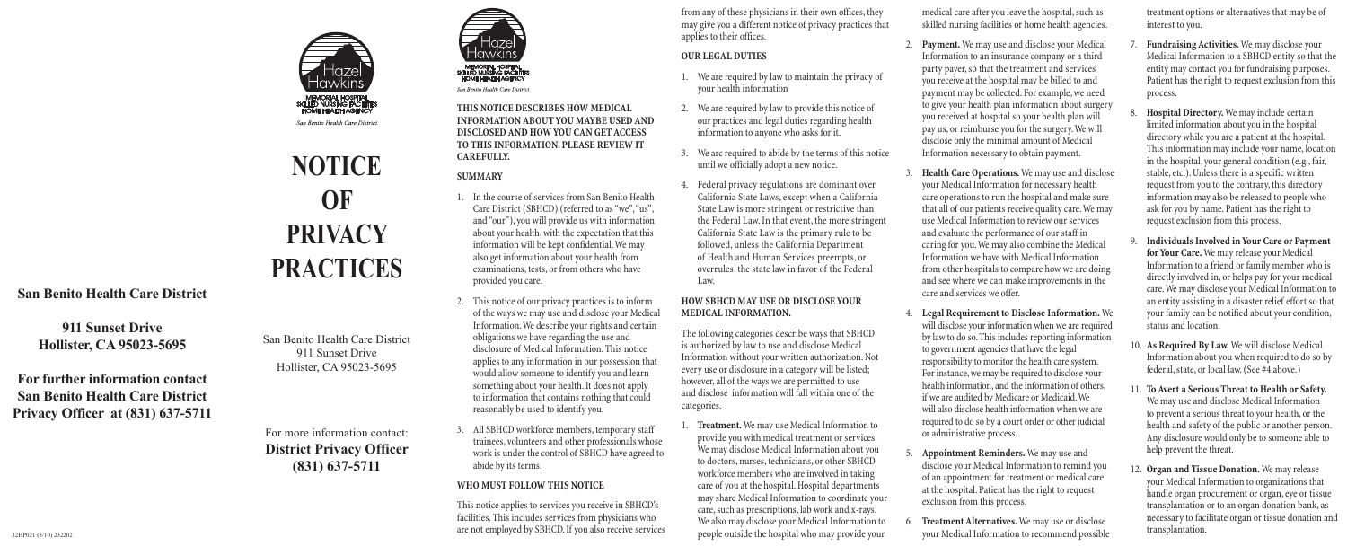**San Benito Health Care District**

**911 Sunset Drive**
**Hollister, CA 95023-5695**

**For further information contact**
**San Benito Health Care District**
**Privacy Officer at (831) 637-5711**

32HP021 (5/10) 232202

Hazel Hawkins
MEMORIAL HOSPITAL
SKILLED NURSING FACILITIES
HOME HEALTH AGENCY
*San Benito Health Care District*

# NOTICE OF PRIVACY PRACTICES

San Benito Health Care District
911 Sunset Drive
Hollister, CA 95023-5695

For more information contact:
**District Privacy Officer**
**(831) 637-5711**

Hazel Hawkins
MEMORIAL HOSPITAL
SKILLED NURSING FACILITIES
HOME HEALTH AGENCY
*San Benito Health Care District*

**THIS NOTICE DESCRIBES HOW MEDICAL INFORMATION ABOUT YOU MAYBE USED AND DISCLOSED AND HOW YOU CAN GET ACCESS TO THIS INFORMATION. PLEASE REVIEW IT CAREFULLY.**

## SUMMARY

1. In the course of services from San Benito Health Care District (SBHCD) (referred to as "we", "us", and "our"), you will provide us with information about your health, with the expectation that this information will be kept confidential. We may also get information about your health from examinations, tests, or from others who have provided you care.
2. This notice of our privacy practices is to inform of the ways we may use and disclose your Medical Information. We describe your rights and certain obligations we have regarding the use and disclosure of Medical Information. This notice applies to any information in our possession that would allow someone to identify you and learn something about your health. It does not apply to information that contains nothing that could reasonably be used to identify you.
3. All SBHCD workforce members, temporary staff trainees, volunteers and other professionals whose work is under the control of SBHCD have agreed to abide by its terms.

## WHO MUST FOLLOW THIS NOTICE

This notice applies to services you receive in SBHCD's facilities. This includes services from physicians who are not employed by SBHCD. If you also receive services from any of these physicians in their own offices, they may give you a different notice of privacy practices that applies to their offices.

## OUR LEGAL DUTIES

1. We are required by law to maintain the privacy of your health information
2. We are required by law to provide this notice of our practices and legal duties regarding health information to anyone who asks for it.
3. We arc required to abide by the terms of this notice until we officially adopt a new notice.
4. Federal privacy regulations are dominant over California State Laws, except when a California State Law is more stringent or restrictive than the Federal Law. In that event, the more stringent California State Law is the primary rule to be followed, unless the California Department of Health and Human Services preempts, or overrules, the state law in favor of the Federal Law.

## HOW SBHCD MAY USE OR DISCLOSE YOUR MEDICAL INFORMATION.

The following categories describe ways that SBHCD is authorized by law to use and disclose Medical Information without your written authorization. Not every use or disclosure in a category will be listed; however, all of the ways we are permitted to use and disclose information will fall within one of the categories.

1. **Treatment.** We may use Medical Information to provide you with medical treatment or services. We may disclose Medical Information about you to doctors, nurses, technicians, or other SBHCD workforce members who are involved in taking care of you at the hospital. Hospital departments may share Medical Information to coordinate your care, such as prescriptions, lab work and x-rays. We also may disclose your Medical Information to people outside the hospital who may provide your medical care after you leave the hospital, such as skilled nursing facilities or home health agencies.
2. **Payment.** We may use and disclose your Medical Information to an insurance company or a third party payer, so that the treatment and services you receive at the hospital may be billed to and payment may be collected. For example, we need to give your health plan information about surgery you received at hospital so your health plan will pay us, or reimburse you for the surgery. We will disclose only the minimal amount of Medical Information necessary to obtain payment.
3. **Health Care Operations.** We may use and disclose your Medical Information for necessary health care operations to run the hospital and make sure that all of our patients receive quality care. We may use Medical Information to review our services and evaluate the performance of our staff in caring for you. We may also combine the Medical Information we have with Medical Information from other hospitals to compare how we are doing and see where we can make improvements in the care and services we offer.
4. **Legal Requirement to Disclose Information.** We will disclose your information when we are required by law to do so. This includes reporting information to government agencies that have the legal responsibility to monitor the health care system. For instance, we may be required to disclose your health information, and the information of others, if we are audited by Medicare or Medicaid. We will also disclose health information when we are required to do so by a court order or other judicial or administrative process.
5. **Appointment Reminders.** We may use and disclose your Medical Information to remind you of an appointment for treatment or medical care at the hospital. Patient has the right to request exclusion from this process.
6. **Treatment Alternatives.** We may use or disclose your Medical Information to recommend possible treatment options or alternatives that may be of interest to you.
7. **Fundraising Activities.** We may disclose your Medical Information to a SBHCD entity so that the entity may contact you for fundraising purposes. Patient has the right to request exclusion from this process.
8. **Hospital Directory.** We may include certain limited information about you in the hospital directory while you are a patient at the hospital. This information may include your name, location in the hospital, your general condition (e.g., fair, stable, etc.). Unless there is a specific written request from you to the contrary, this directory information may also be released to people who ask for you by name. Patient has the right to request exclusion from this process.
9. **Individuals Involved in Your Care or Payment for Your Care.** We may release your Medical Information to a friend or family member who is directly involved in, or helps pay for your medical care. We may disclose your Medical Information to an entity assisting in a disaster relief effort so that your family can be notified about your condition, status and location.
10. **As Required By Law.** We will disclose Medical Information about you when required to do so by federal, state, or local law. (See #4 above.)
11. **To Avert a Serious Threat to Health or Safety.** We may use and disclose Medical Information to prevent a serious threat to your health, or the health and safety of the public or another person. Any disclosure would only be to someone able to help prevent the threat.
12. **Organ and Tissue Donation.** We may release your Medical Information to organizations that handle organ procurement or organ, eye or tissue transplantation or to an organ donation bank, as necessary to facilitate organ or tissue donation and transplantation.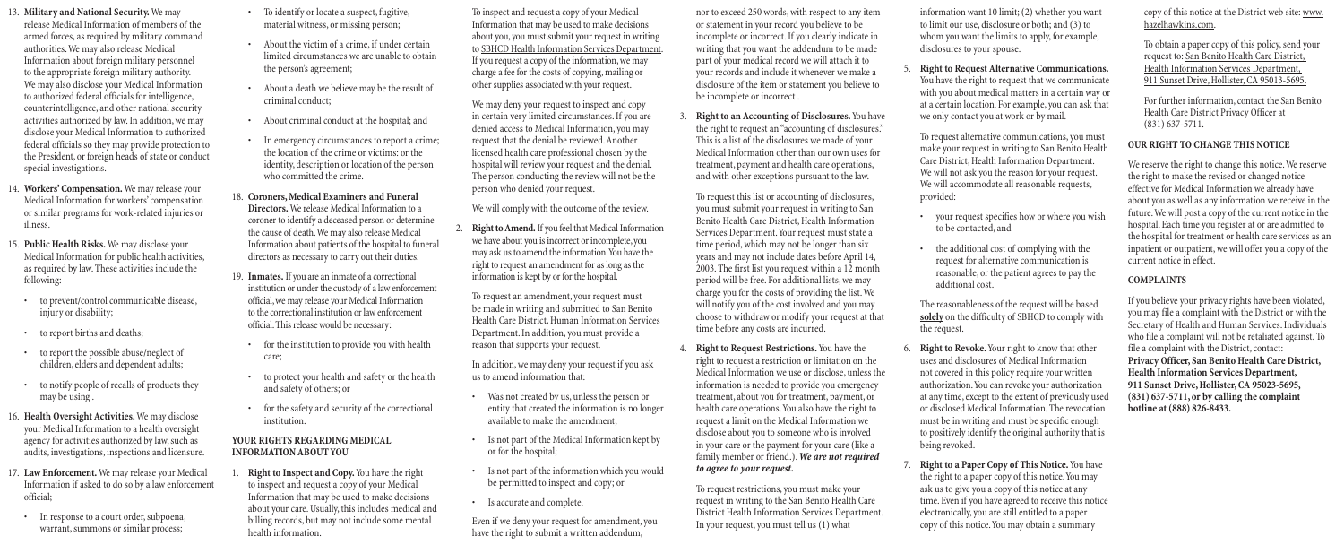13. **Military and National Security.** We may release Medical Information of members of the armed forces, as required by military command authorities. We may also release Medical Information about foreign military personnel to the appropriate foreign military authority. We may also disclose your Medical Information to authorized federal officials for intelligence, counterintelligence, and other national security activities authorized by law. In addition, we may disclose your Medical Information to authorized federal officials so they may provide protection to the President, or foreign heads of state or conduct special investigations.

14. **Workers' Compensation.** We may release your Medical Information for workers' compensation or similar programs for work-related injuries or illness.

15. **Public Health Risks.** We may disclose your Medical Information for public health activities, as required by law. These activities include the following:
    - to prevent/control communicable disease, injury or disability;
    - to report births and deaths;
    - to report the possible abuse/neglect of children, elders and dependent adults;
    - to notify people of recalls of products they may be using .

16. **Health Oversight Activities.** We may disclose your Medical Information to a health oversight agency for activities authorized by law, such as audits, investigations, inspections and licensure.

17. **Law Enforcement.** We may release your Medical Information if asked to do so by a law enforcement official;
    - In response to a court order, subpoena, warrant, summons or similar process;
    - To identify or locate a suspect, fugitive, material witness, or missing person;
    - About the victim of a crime, if under certain limited circumstances we are unable to obtain the person's agreement;
    - About a death we believe may be the result of criminal conduct;
    - About criminal conduct at the hospital; and
    - In emergency circumstances to report a crime; the location of the crime or victims: or the identity, description or location of the person who committed the crime.

18. **Coroners, Medical Examiners and Funeral Directors.** We release Medical Information to a coroner to identify a deceased person or determine the cause of death. We may also release Medical Information about patients of the hospital to funeral directors as necessary to carry out their duties.

19. **Inmates.** If you are an inmate of a correctional institution or under the custody of a law enforcement official, we may release your Medical Information to the correctional institution or law enforcement official. This release would be necessary:
    - for the institution to provide you with health care;
    - to protect your health and safety or the health and safety of others; or
    - for the safety and security of the correctional institution.

## YOUR RIGHTS REGARDING MEDICAL INFORMATION ABOUT YOU

1. **Right to Inspect and Copy.** You have the right to inspect and request a copy of your Medical Information that may be used to make decisions about your care. Usually, this includes medical and billing records, but may not include some mental health information.

   To inspect and request a copy of your Medical Information that may be used to make decisions about you, you must submit your request in writing to SBHCD Health Information Services Department. If you request a copy of the information, we may charge a fee for the costs of copying, mailing or other supplies associated with your request.

   We may deny your request to inspect and copy in certain very limited circumstances. If you are denied access to Medical Information, you may request that the denial be reviewed. Another licensed health care professional chosen by the hospital will review your request and the denial. The person conducting the review will not be the person who denied your request.

   We will comply with the outcome of the review.

2. **Right to Amend.** If you feel that Medical Information we have about you is incorrect or incomplete, you may ask us to amend the information. You have the right to request an amendment for as long as the information is kept by or for the hospital.

   To request an amendment, your request must be made in writing and submitted to San Benito Health Care District, Human Information Services Department. In addition, you must provide a reason that supports your request.

   In addition, we may deny your request if you ask us to amend information that:
   - Was not created by us, unless the person or entity that created the information is no longer available to make the amendment;
   - Is not part of the Medical Information kept by or for the hospital;
   - Is not part of the information which you would be permitted to inspect and copy; or
   - Is accurate and complete.

   Even if we deny your request for amendment, you have the right to submit a written addendum, nor to exceed 250 words, with respect to any item or statement in your record you believe to be incomplete or incorrect. If you clearly indicate in writing that you want the addendum to be made part of your medical record we will attach it to your records and include it whenever we make a disclosure of the item or statement you believe to be incomplete or incorrect .

3. **Right to an Accounting of Disclosures.** You have the right to request an "accounting of disclosures." This is a list of the disclosures we made of your Medical Information other than our own uses for treatment, payment and health care operations, and with other exceptions pursuant to the law.

   To request this list or accounting of disclosures, you must submit your request in writing to San Benito Health Care District, Health Information Services Department. Your request must state a time period, which may not be longer than six years and may not include dates before April 14, 2003. The first list you request within a 12 month period will be free. For additional lists, we may charge you for the costs of providing the list. We will notify you of the cost involved and you may choose to withdraw or modify your request at that time before any costs are incurred.

4. **Right to Request Restrictions.** You have the right to request a restriction or limitation on the Medical Information we use or disclose, unless the information is needed to provide you emergency treatment, about you for treatment, payment, or health care operations. You also have the right to request a limit on the Medical Information we disclose about you to someone who is involved in your care or the payment for your care (like a family member or friend.). ***We are not required to agree to your request.***

   To request restrictions, you must make your request in writing to the San Benito Health Care District Health Information Services Department. In your request, you must tell us (1) what information want 10 limit; (2) whether you want to limit our use, disclosure or both; and (3) to whom you want the limits to apply, for example, disclosures to your spouse.

5. **Right to Request Alternative Communications.** You have the right to request that we communicate with you about medical matters in a certain way or at a certain location. For example, you can ask that we only contact you at work or by mail.

   To request alternative communications, you must make your request in writing to San Benito Health Care District, Health Information Department. We will not ask you the reason for your request. We will accommodate all reasonable requests, provided:
   - your request specifies how or where you wish to be contacted, and
   - the additional cost of complying with the request for alternative communication is reasonable, or the patient agrees to pay the additional cost.

   The reasonableness of the request will be based **solely** on the difficulty of SBHCD to comply with the request.

6. **Right to Revoke.** Your right to know that other uses and disclosures of Medical Information not covered in this policy require your written authorization. You can revoke your authorization at any time, except to the extent of previously used or disclosed Medical Information. The revocation must be in writing and must be specific enough to positively identify the original authority that is being revoked.

7. **Right to a Paper Copy of This Notice.** You have the right to a paper copy of this notice. You may ask us to give you a copy of this notice at any time. Even if you have agreed to receive this notice electronically, you are still entitled to a paper copy of this notice. You may obtain a summary copy of this notice at the District web site: www.hazelhawkins.com.

   To obtain a paper copy of this policy, send your request to: San Benito Health Care District, Health Information Services Department, 911 Sunset Drive, Hollister, CA 95013-5695.

   For further information, contact the San Benito Health Care District Privacy Officer at (831) 637-5711.

## OUR RIGHT TO CHANGE THIS NOTICE

We reserve the right to change this notice. We reserve the right to make the revised or changed notice effective for Medical Information we already have about you as well as any information we receive in the future. We will post a copy of the current notice in the hospital. Each time you register at or are admitted to the hospital for treatment or health care services as an inpatient or outpatient, we will offer you a copy of the current notice in effect.

## COMPLAINTS

If you believe your privacy rights have been violated, you may file a complaint with the District or with the Secretary of Health and Human Services. Individuals who file a complaint will not be retaliated against. To file a complaint with the District, contact:
**Privacy Officer, San Benito Health Care District, Health Information Services Department, 911 Sunset Drive, Hollister, CA 95023-5695, (831) 637-5711, or by calling the complaint hotline at (888) 826-8433.**